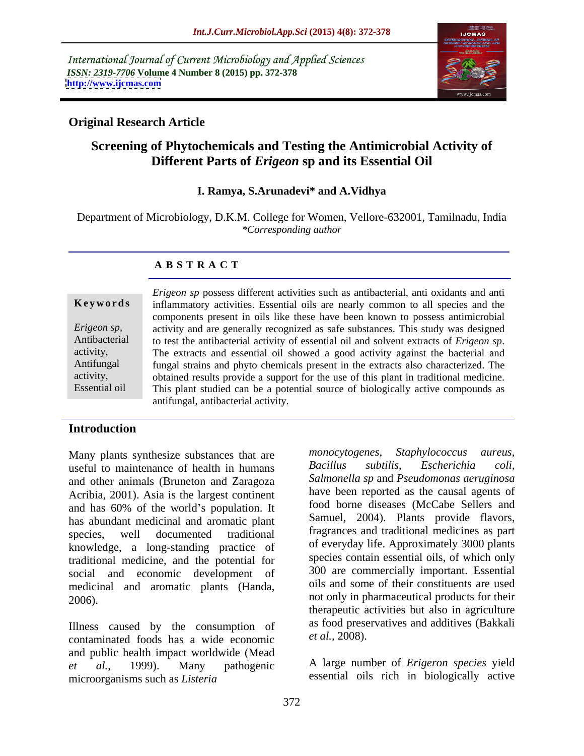International Journal of Current Microbiology and Applied Sciences
*ISSN: 2319-7706* **Volume 4 Number 8 (2015) pp. 372-378**
**http://www.ijcmas.com**

**Original Research Article**

# Screening of Phytochemicals and Testing the Antimicrobial Activity of Different Parts of *Erigeon* sp and its Essential Oil

**I. Ramya, S.Arunadevi\* and A.Vidhya**

Department of Microbiology, D.K.M. College for Women, Vellore-632001, Tamilnadu, India
*\*Corresponding author*

## A B S T R A C T

**Keywords**

*Erigeon sp*, Antibacterial activity, Antifungal activity, Essential oil

*Erigeon sp* possess different activities such as antibacterial, anti oxidants and anti inflammatory activities. Essential oils are nearly common to all species and the components present in oils like these have been known to possess antimicrobial activity and are generally recognized as safe substances. This study was designed to test the antibacterial activity of essential oil and solvent extracts of *Erigeon sp*. The extracts and essential oil showed a good activity against the bacterial and fungal strains and phyto chemicals present in the extracts also characterized. The obtained results provide a support for the use of this plant in traditional medicine. This plant studied can be a potential source of biologically active compounds as antifungal, antibacterial activity.

## Introduction

Many plants synthesize substances that are useful to maintenance of health in humans and other animals (Bruneton and Zaragoza Acribia, 2001). Asia is the largest continent and has 60% of the world's population. It has abundant medicinal and aromatic plant species, well documented traditional knowledge, a long-standing practice of traditional medicine, and the potential for social and economic development of medicinal and aromatic plants (Handa, 2006).

Illness caused by the consumption of contaminated foods has a wide economic and public health impact worldwide (Mead *et al.,* 1999). Many pathogenic microorganisms such as *Listeria monocytogenes, Staphylococcus aureus, Bacillus subtilis, Escherichia coli, Salmonella sp* and *Pseudomonas aeruginosa* have been reported as the causal agents of food borne diseases (McCabe Sellers and Samuel, 2004). Plants provide flavors, fragrances and traditional medicines as part of everyday life. Approximately 3000 plants species contain essential oils, of which only 300 are commercially important. Essential oils and some of their constituents are used not only in pharmaceutical products for their therapeutic activities but also in agriculture as food preservatives and additives (Bakkali *et al.,* 2008).

A large number of *Erigeron species* yield essential oils rich in biologically active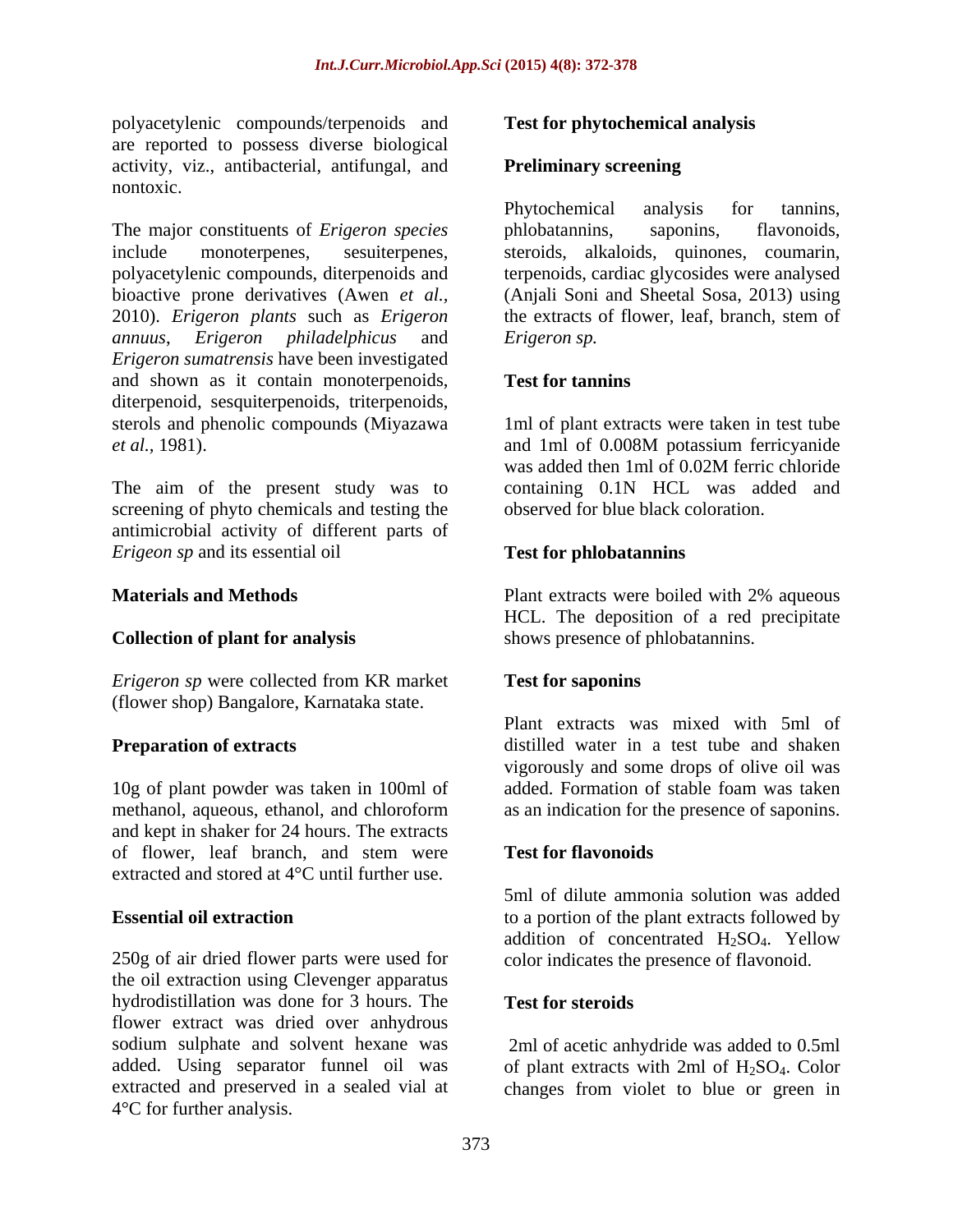polyacetylenic compounds/terpenoids and are reported to possess diverse biological activity, viz., antibacterial, antifungal, and nontoxic.

The major constituents of *Erigeron species* include monoterpenes, sesuiterpenes, polyacetylenic compounds, diterpenoids and bioactive prone derivatives (Awen *et al.*, 2010). *Erigeron plants* such as *Erigeron annuus*, *Erigeron philadelphicus* and *Erigeron sumatrensis* have been investigated and shown as it contain monoterpenoids, diterpenoid, sesquiterpenoids, triterpenoids, sterols and phenolic compounds (Miyazawa *et al.*, 1981).

The aim of the present study was to screening of phyto chemicals and testing the antimicrobial activity of different parts of *Erigeon sp* and its essential oil

## Materials and Methods

### Collection of plant for analysis

*Erigeron sp* were collected from KR market (flower shop) Bangalore, Karnataka state.

### Preparation of extracts

10g of plant powder was taken in 100ml of methanol, aqueous, ethanol, and chloroform and kept in shaker for 24 hours. The extracts of flower, leaf branch, and stem were extracted and stored at 4°C until further use.

### Essential oil extraction

250g of air dried flower parts were used for the oil extraction using Clevenger apparatus hydrodistillation was done for 3 hours. The flower extract was dried over anhydrous sodium sulphate and solvent hexane was added. Using separator funnel oil was extracted and preserved in a sealed vial at 4°C for further analysis.

### Test for phytochemical analysis

### Preliminary screening

Phytochemical analysis for tannins, phlobatannins, saponins, flavonoids, steroids, alkaloids, quinones, coumarin, terpenoids, cardiac glycosides were analysed (Anjali Soni and Sheetal Sosa, 2013) using the extracts of flower, leaf, branch, stem of *Erigeron sp.*

### Test for tannins

1ml of plant extracts were taken in test tube and 1ml of 0.008M potassium ferricyanide was added then 1ml of 0.02M ferric chloride containing 0.1N HCL was added and observed for blue black coloration.

### Test for phlobatannins

Plant extracts were boiled with 2% aqueous HCL. The deposition of a red precipitate shows presence of phlobatannins.

### Test for saponins

Plant extracts was mixed with 5ml of distilled water in a test tube and shaken vigorously and some drops of olive oil was added. Formation of stable foam was taken as an indication for the presence of saponins.

### Test for flavonoids

5ml of dilute ammonia solution was added to a portion of the plant extracts followed by addition of concentrated $H_2SO_4$. Yellow color indicates the presence of flavonoid.

### Test for steroids

2ml of acetic anhydride was added to 0.5ml of plant extracts with 2ml of $H_2SO_4$. Color changes from violet to blue or green in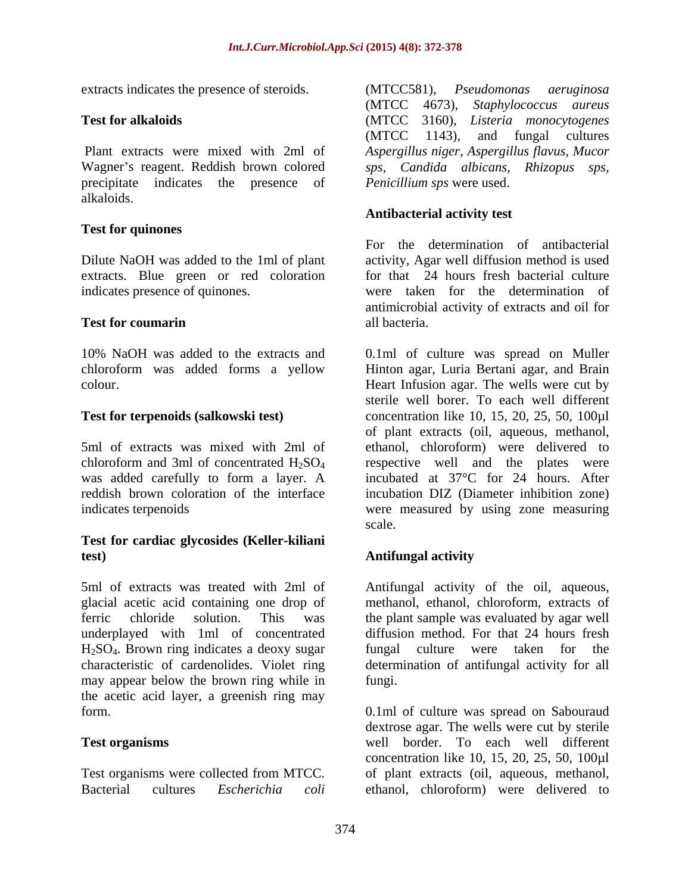extracts indicates the presence of steroids.

**Test for alkaloids**

Plant extracts were mixed with 2ml of Wagner's reagent. Reddish brown colored precipitate indicates the presence of alkaloids.

**Test for quinones**

Dilute NaOH was added to the 1ml of plant extracts. Blue green or red coloration indicates presence of quinones.

**Test for coumarin**

10% NaOH was added to the extracts and chloroform was added forms a yellow colour.

**Test for terpenoids (salkowski test)**

5ml of extracts was mixed with 2ml of chloroform and 3ml of concentrated $H_2SO_4$ was added carefully to form a layer. A reddish brown coloration of the interface indicates terpenoids

**Test for cardiac glycosides (Keller-kiliani test)**

5ml of extracts was treated with 2ml of glacial acetic acid containing one drop of ferric chloride solution. This was underplayed with 1ml of concentrated $H_2SO_4$. Brown ring indicates a deoxy sugar characteristic of cardenolides. Violet ring may appear below the brown ring while in the acetic acid layer, a greenish ring may form.

**Test organisms**

Test organisms were collected from MTCC. Bacterial cultures *Escherichia coli* (MTCC581), *Pseudomonas aeruginosa* (MTCC 4673), *Staphylococcus aureus* (MTCC 3160), *Listeria monocytogenes* (MTCC 1143), and fungal cultures *Aspergillus niger, Aspergillus flavus, Mucor sps, Candida albicans, Rhizopus sps, Penicillium sps* were used.

**Antibacterial activity test**

For the determination of antibacterial activity, Agar well diffusion method is used for that 24 hours fresh bacterial culture were taken for the determination of antimicrobial activity of extracts and oil for all bacteria.

0.1ml of culture was spread on Muller Hinton agar, Luria Bertani agar, and Brain Heart Infusion agar. The wells were cut by sterile well borer. To each well different concentration like 10, 15, 20, 25, 50, 100µl of plant extracts (oil, aqueous, methanol, ethanol, chloroform) were delivered to respective well and the plates were incubated at 37°C for 24 hours. After incubation DIZ (Diameter inhibition zone) were measured by using zone measuring scale.

**Antifungal activity**

Antifungal activity of the oil, aqueous, methanol, ethanol, chloroform, extracts of the plant sample was evaluated by agar well diffusion method. For that 24 hours fresh fungal culture were taken for the determination of antifungal activity for all fungi.

0.1ml of culture was spread on Sabouraud dextrose agar. The wells were cut by sterile well border. To each well different concentration like 10, 15, 20, 25, 50, 100µl of plant extracts (oil, aqueous, methanol, ethanol, chloroform) were delivered to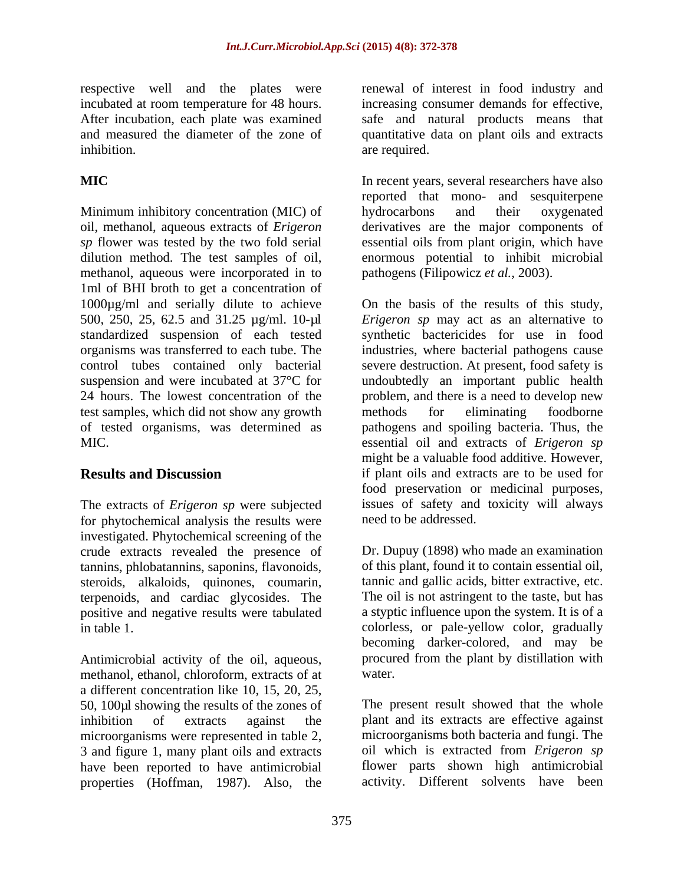respective well and the plates were incubated at room temperature for 48 hours. After incubation, each plate was examined and measured the diameter of the zone of inhibition.

## MIC

Minimum inhibitory concentration (MIC) of oil, methanol, aqueous extracts of *Erigeron sp* flower was tested by the two fold serial dilution method. The test samples of oil, methanol, aqueous were incorporated in to 1ml of BHI broth to get a concentration of 1000µg/ml and serially dilute to achieve 500, 250, 25, 62.5 and 31.25 µg/ml. 10-µl standardized suspension of each tested organisms was transferred to each tube. The control tubes contained only bacterial suspension and were incubated at 37°C for 24 hours. The lowest concentration of the test samples, which did not show any growth of tested organisms, was determined as MIC.

## Results and Discussion

The extracts of *Erigeron sp* were subjected for phytochemical analysis the results were investigated. Phytochemical screening of the crude extracts revealed the presence of tannins, phlobatannins, saponins, flavonoids, steroids, alkaloids, quinones, coumarin, terpenoids, and cardiac glycosides. The positive and negative results were tabulated in table 1.

Antimicrobial activity of the oil, aqueous, methanol, ethanol, chloroform, extracts of at a different concentration like 10, 15, 20, 25, 50, 100µl showing the results of the zones of inhibition of extracts against the microorganisms were represented in table 2, 3 and figure 1, many plant oils and extracts have been reported to have antimicrobial properties (Hoffman, 1987). Also, the renewal of interest in food industry and increasing consumer demands for effective, safe and natural products means that quantitative data on plant oils and extracts are required.

In recent years, several researchers have also reported that mono- and sesquiterpene hydrocarbons and their oxygenated derivatives are the major components of essential oils from plant origin, which have enormous potential to inhibit microbial pathogens (Filipowicz *et al.,* 2003).

On the basis of the results of this study, *Erigeron sp* may act as an alternative to synthetic bactericides for use in food industries, where bacterial pathogens cause severe destruction. At present, food safety is undoubtedly an important public health problem, and there is a need to develop new methods for eliminating foodborne pathogens and spoiling bacteria. Thus, the essential oil and extracts of *Erigeron sp* might be a valuable food additive. However, if plant oils and extracts are to be used for food preservation or medicinal purposes, issues of safety and toxicity will always need to be addressed.

Dr. Dupuy (1898) who made an examination of this plant, found it to contain essential oil, tannic and gallic acids, bitter extractive, etc. The oil is not astringent to the taste, but has a styptic influence upon the system. It is of a colorless, or pale-yellow color, gradually becoming darker-colored, and may be procured from the plant by distillation with water.

The present result showed that the whole plant and its extracts are effective against microorganisms both bacteria and fungi. The oil which is extracted from *Erigeron sp* flower parts shown high antimicrobial activity. Different solvents have been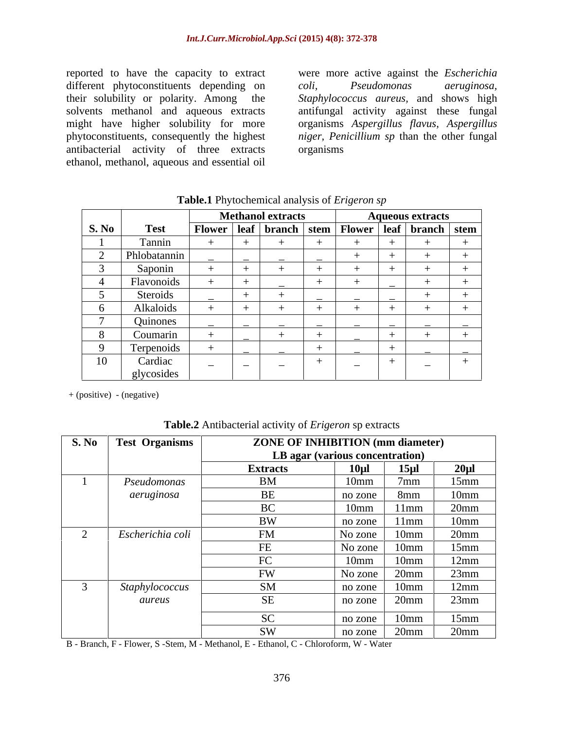reported to have the capacity to extract different phytoconstituents depending on their solubility or polarity. Among the solvents methanol and aqueous extracts might have higher solubility for more phytoconstituents, consequently the highest antibacterial activity of three extracts ethanol, methanol, aqueous and essential oil were more active against the *Escherichia coli*, *Pseudomonas aeruginosa*, *Staphylococcus aureus*, and shows high antifungal activity against these fungal organisms *Aspergillus flavus*, *Aspergillus niger*, *Penicillium sp* than the other fungal organisms

**Table.1** Phytochemical analysis of *Erigeron sp*

| S. No | Test | Methanol extracts | | | | Aqueous extracts | | | |
|---|---|---|---|---|---|---|---|---|---|
| | | Flower | leaf | branch | stem | Flower | leaf | branch | stem |
| 1 | Tannin | + | + | + | + | + | + | + | + |
| 2 | Phlobatannin | _ | _ | _ | _ | + | + | + | + |
| 3 | Saponin | + | + | + | + | + | + | + | + |
| 4 | Flavonoids | + | + | _ | + | + | _ | + | + |
| 5 | Steroids | _ | + | + | _ | _ | _ | + | + |
| 6 | Alkaloids | + | + | + | + | + | + | + | + |
| 7 | Quinones | _ | _ | _ | _ | _ | _ | _ | _ |
| 8 | Coumarin | + | _ | + | + | _ | + | + | + |
| 9 | Terpenoids | + | _ | _ | + | _ | + | _ | _ |
| 10 | Cardiac glycosides | _ | _ | _ | + | _ | + | _ | + |

\+ (positive) - (negative)

**Table.2** Antibacterial activity of *Erigeron* sp extracts

| S. No | Test Organisms | ZONE OF INHIBITION (mm diameter) LB agar (various concentration) | | | |
|---|---|---|---|---|---|
| | | Extracts | 10µl | 15µl | 20µl |
| 1 | *Pseudomonas aeruginosa* | BM | 10mm | 7mm | 15mm |
| | | BE | no zone | 8mm | 10mm |
| | | BC | 10mm | 11mm | 20mm |
| | | BW | no zone | 11mm | 10mm |
| 2 | *Escherichia coli* | FM | No zone | 10mm | 20mm |
| | | FE | No zone | 10mm | 15mm |
| | | FC | 10mm | 10mm | 12mm |
| | | FW | No zone | 20mm | 23mm |
| 3 | *Staphylococcus aureus* | SM | no zone | 10mm | 12mm |
| | | SE | no zone | 20mm | 23mm |
| | | SC | no zone | 10mm | 15mm |
| | | SW | no zone | 20mm | 20mm |

B - Branch, F - Flower, S -Stem, M - Methanol, E - Ethanol, C - Chloroform, W - Water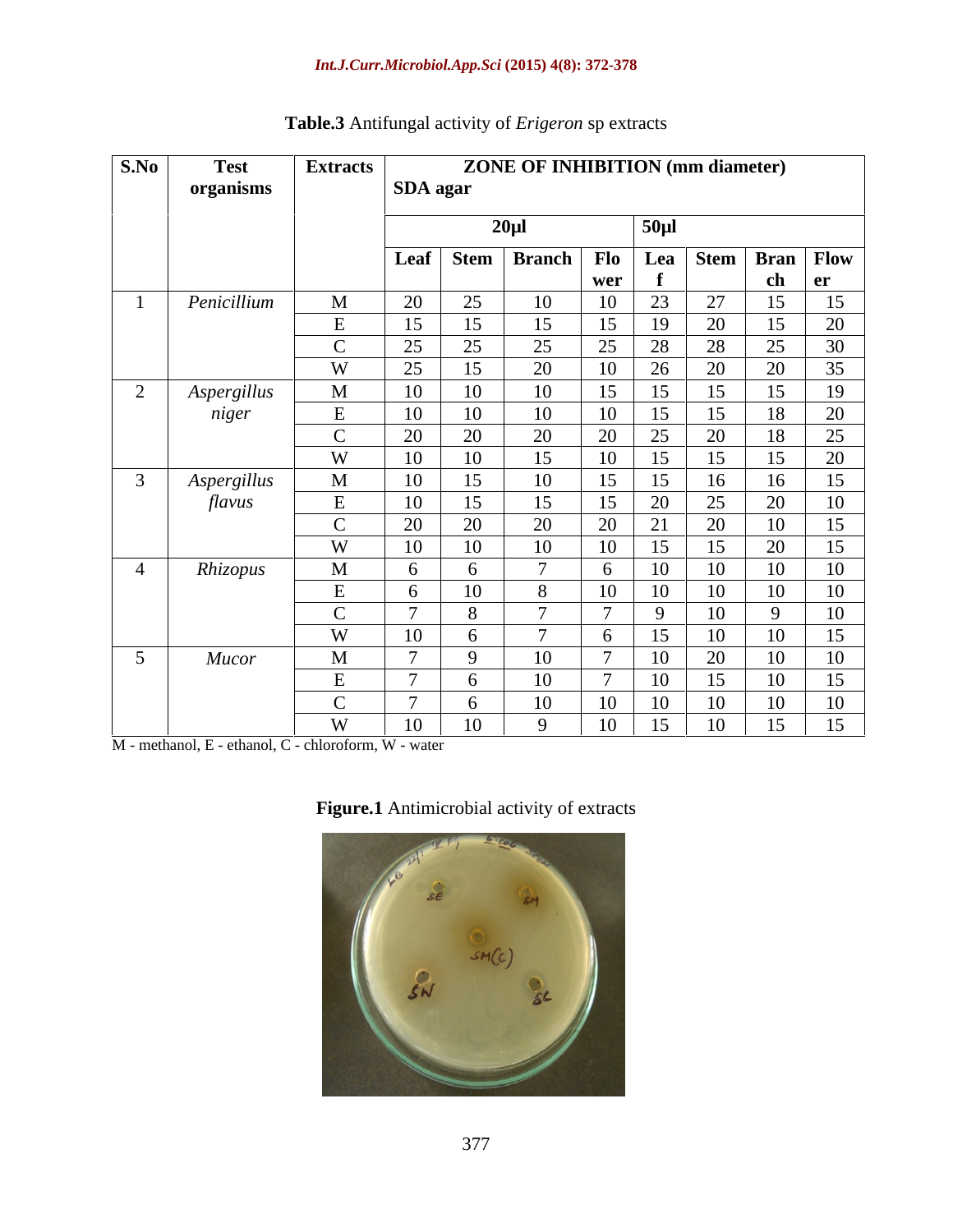**Table.3** Antifungal activity of *Erigeron* sp extracts

| S.No | Test organisms | Extracts | ZONE OF INHIBITION (mm diameter) SDA agar | | | | | | | |
|---|---|---|---|---|---|---|---|---|---|---|
| | | | 20µl | | | | 50µl | | | |
| | | | Leaf | Stem | Branch | Flower | Leaf | Stem | Branch | Flower |
| 1 | *Penicillium* | M | 20 | 25 | 10 | 10 | 23 | 27 | 15 | 15 |
| | | E | 15 | 15 | 15 | 15 | 19 | 20 | 15 | 20 |
| | | C | 25 | 25 | 25 | 25 | 28 | 28 | 25 | 30 |
| | | W | 25 | 15 | 20 | 10 | 26 | 20 | 20 | 35 |
| 2 | *Aspergillus niger* | M | 10 | 10 | 10 | 15 | 15 | 15 | 15 | 19 |
| | | E | 10 | 10 | 10 | 10 | 15 | 15 | 18 | 20 |
| | | C | 20 | 20 | 20 | 20 | 25 | 20 | 18 | 25 |
| | | W | 10 | 10 | 15 | 10 | 15 | 15 | 15 | 20 |
| 3 | *Aspergillus flavus* | M | 10 | 15 | 10 | 15 | 15 | 16 | 16 | 15 |
| | | E | 10 | 15 | 15 | 15 | 20 | 25 | 20 | 10 |
| | | C | 20 | 20 | 20 | 20 | 21 | 20 | 10 | 15 |
| | | W | 10 | 10 | 10 | 10 | 15 | 15 | 20 | 15 |
| 4 | *Rhizopus* | M | 6 | 6 | 7 | 6 | 10 | 10 | 10 | 10 |
| | | E | 6 | 10 | 8 | 10 | 10 | 10 | 10 | 10 |
| | | C | 7 | 8 | 7 | 7 | 9 | 10 | 9 | 10 |
| | | W | 10 | 6 | 7 | 6 | 15 | 10 | 10 | 15 |
| 5 | *Mucor* | M | 7 | 9 | 10 | 7 | 10 | 20 | 10 | 10 |
| | | E | 7 | 6 | 10 | 7 | 10 | 15 | 10 | 15 |
| | | C | 7 | 6 | 10 | 10 | 10 | 10 | 10 | 10 |
| | | W | 10 | 10 | 9 | 10 | 15 | 10 | 15 | 15 |

M - methanol, E - ethanol, C - chloroform, W - water

**Figure.1** Antimicrobial activity of extracts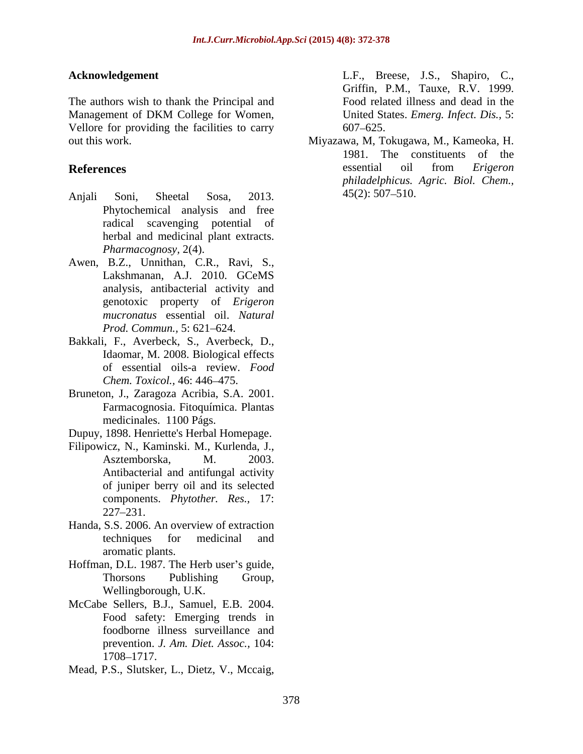## Acknowledgement

The authors wish to thank the Principal and Management of DKM College for Women, Vellore for providing the facilities to carry out this work.

## References

Anjali Soni, Sheetal Sosa, 2013. Phytochemical analysis and free radical scavenging potential of herbal and medicinal plant extracts. *Pharmacognosy*, 2(4).

Awen, B.Z., Unnithan, C.R., Ravi, S., Lakshmanan, A.J. 2010. GCeMS analysis, antibacterial activity and genotoxic property of *Erigeron mucronatus* essential oil. *Natural Prod. Commun.,* 5: 621–624.

Bakkali, F., Averbeck, S., Averbeck, D., Idaomar, M. 2008. Biological effects of essential oils-a review. *Food Chem. Toxicol.,* 46: 446–475.

Bruneton, J., Zaragoza Acribia, S.A. 2001. Farmacognosia. Fitoquímica. Plantas medicinales. 1100 Págs.

Dupuy, 1898. Henriette's Herbal Homepage.

Filipowicz, N., Kaminski. M., Kurlenda, J., Asztemborska, M. 2003. Antibacterial and antifungal activity of juniper berry oil and its selected components. *Phytother. Res.,* 17: 227–231.

Handa, S.S. 2006. An overview of extraction techniques for medicinal and aromatic plants.

Hoffman, D.L. 1987. The Herb user's guide, Thorsons Publishing Group, Wellingborough, U.K.

McCabe Sellers, B.J., Samuel, E.B. 2004. Food safety: Emerging trends in foodborne illness surveillance and prevention. *J. Am. Diet. Assoc.,* 104: 1708–1717.

Mead, P.S., Slutsker, L., Dietz, V., Mccaig, L.F., Breese, J.S., Shapiro, C., Griffin, P.M., Tauxe, R.V. 1999. Food related illness and dead in the United States. *Emerg. Infect. Dis.,* 5: 607–625.

Miyazawa, M, Tokugawa, M., Kameoka, H. 1981. The constituents of the essential oil from *Erigeron philadelphicus. Agric. Biol. Chem.,* 45(2): 507–510.